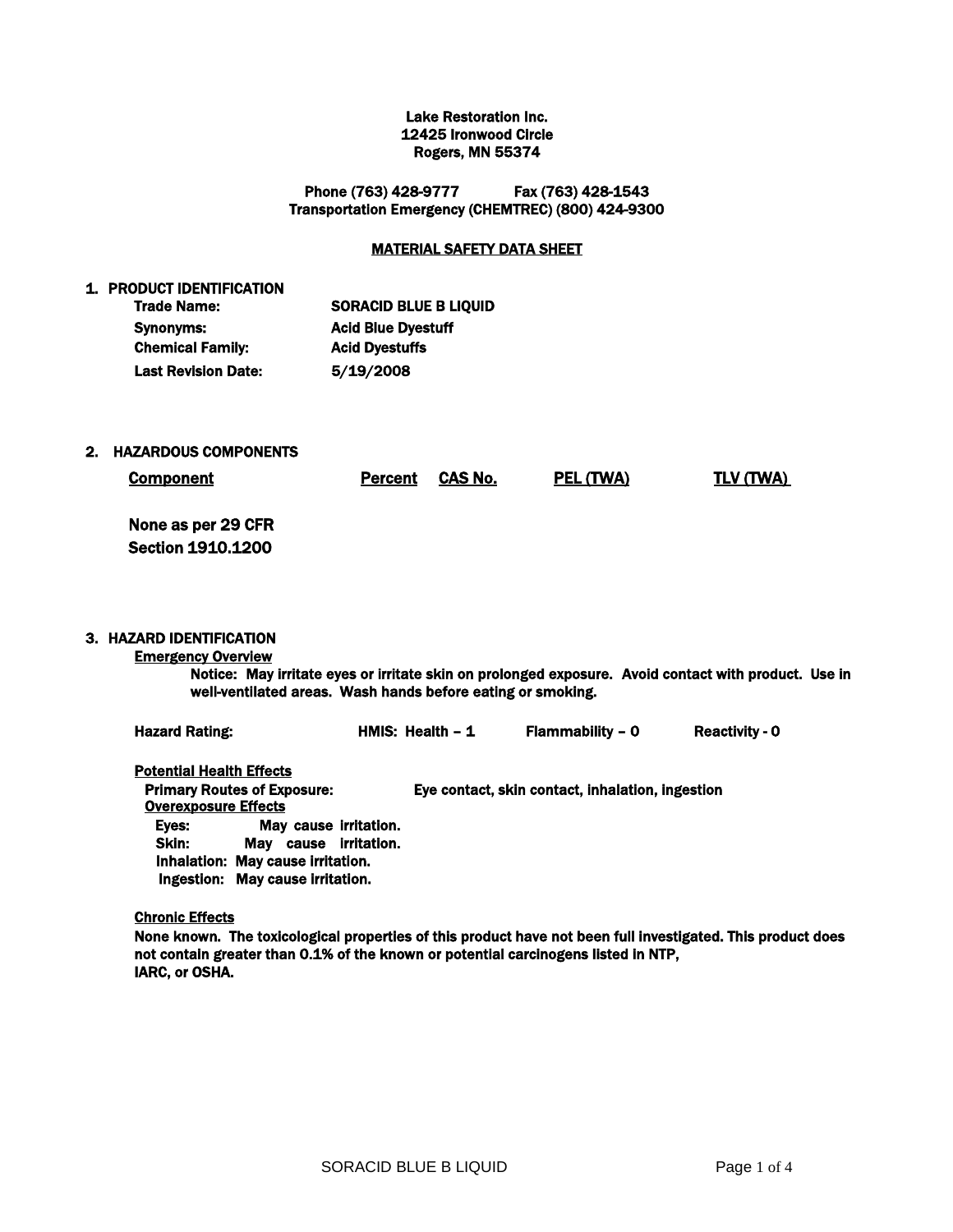**Lake Restoration Inc.**
**12425 Ironwood Circle**
**Rogers, MN 55374**

**Phone (763) 428-9777 Fax (763) 428-1543**
**Transportation Emergency (CHEMTREC) (800) 424-9300**

# MATERIAL SAFETY DATA SHEET

## 1. PRODUCT IDENTIFICATION

| | |
|---|---|
| **Trade Name:** | **SORACID BLUE B LIQUID** |
| **Synonyms:** | **Acid Blue Dyestuff** |
| **Chemical Family:** | **Acid Dyestuffs** |
| **Last Revision Date:** | **5/19/2008** |

## 2. HAZARDOUS COMPONENTS

| Component | Percent | CAS No. | PEL (TWA) | TLV (TWA) |
|---|---|---|---|---|
| None as per 29 CFR Section 1910.1200 | | | | |

## 3. HAZARD IDENTIFICATION

**Emergency Overview**

**Notice: May irritate eyes or irritate skin on prolonged exposure. Avoid contact with product. Use in well-ventilated areas. Wash hands before eating or smoking.**

**Hazard Rating:** HMIS: Health – 1 Flammability – 0 Reactivity - 0

**Potential Health Effects**

**Primary Routes of Exposure:** Eye contact, skin contact, inhalation, ingestion

**Overexposure Effects**

- **Eyes:** May cause irritation.
- **Skin:** May cause irritation.
- **Inhalation:** May cause irritation.
- **Ingestion:** May cause irritation.

**Chronic Effects**

None known. The toxicological properties of this product have not been full investigated. This product does not contain greater than 0.1% of the known or potential carcinogens listed in NTP, IARC, or OSHA.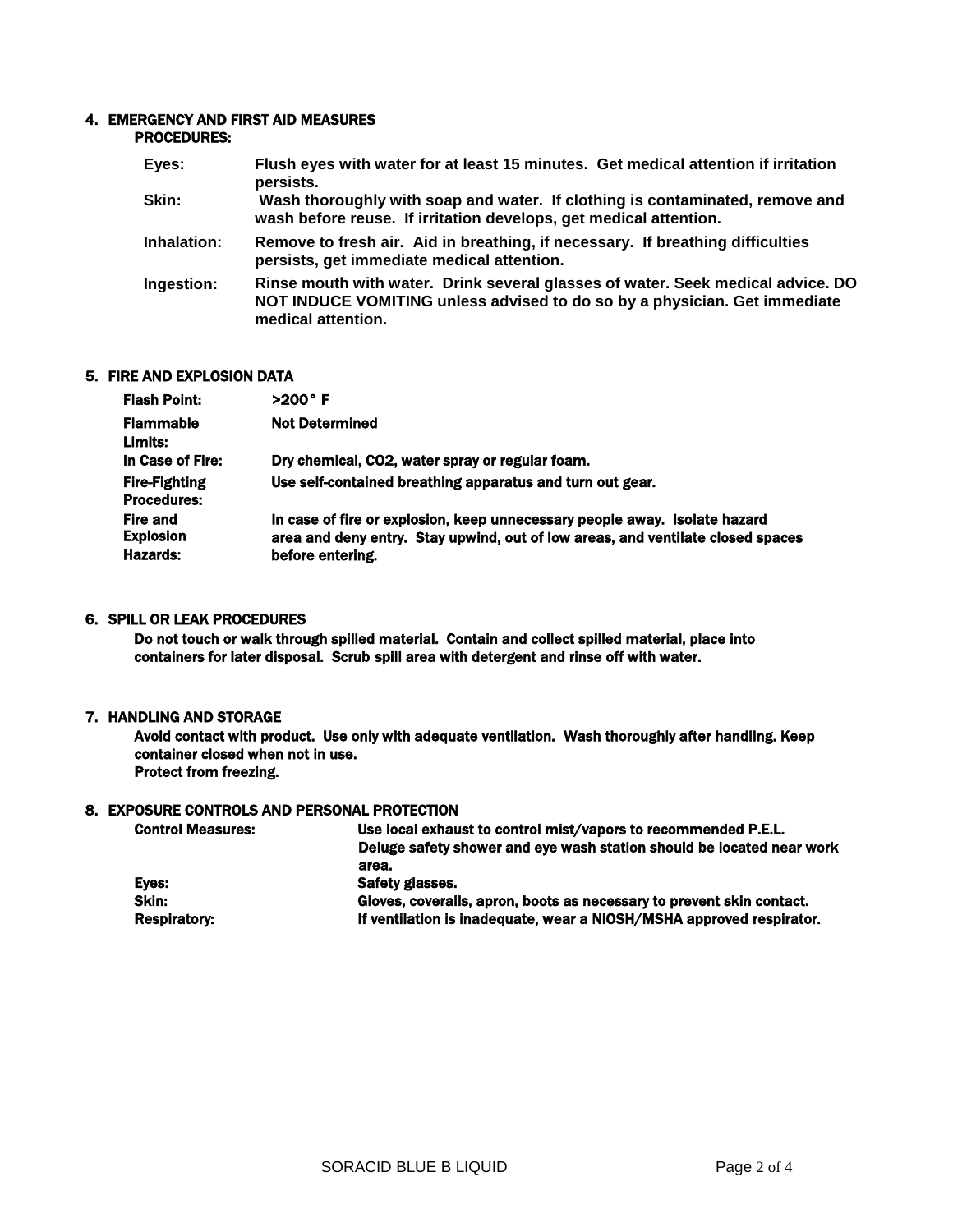## 4. EMERGENCY AND FIRST AID MEASURES

**PROCEDURES:**

| | |
|---|---|
| **Eyes:** | **Flush eyes with water for at least 15 minutes. Get medical attention if irritation persists.** |
| **Skin:** | **Wash thoroughly with soap and water. If clothing is contaminated, remove and wash before reuse. If irritation develops, get medical attention.** |
| **Inhalation:** | **Remove to fresh air. Aid in breathing, if necessary. If breathing difficulties persists, get immediate medical attention.** |
| **Ingestion:** | **Rinse mouth with water. Drink several glasses of water. Seek medical advice. DO NOT INDUCE VOMITING unless advised to do so by a physician. Get immediate medical attention.** |

## 5. FIRE AND EXPLOSION DATA

| | |
|---|---|
| **Flash Point:** | **>200° F** |
| **Flammable Limits:** | **Not Determined** |
| **In Case of Fire:** | **Dry chemical, CO2, water spray or regular foam.** |
| **Fire-Fighting Procedures:** | **Use self-contained breathing apparatus and turn out gear.** |
| **Fire and Explosion Hazards:** | **In case of fire or explosion, keep unnecessary people away. Isolate hazard area and deny entry. Stay upwind, out of low areas, and ventilate closed spaces before entering.** |

## 6. SPILL OR LEAK PROCEDURES

**Do not touch or walk through spilled material. Contain and collect spilled material, place into containers for later disposal. Scrub spill area with detergent and rinse off with water.**

## 7. HANDLING AND STORAGE

**Avoid contact with product. Use only with adequate ventilation. Wash thoroughly after handling. Keep container closed when not in use.**
**Protect from freezing.**

## 8. EXPOSURE CONTROLS AND PERSONAL PROTECTION

| | |
|---|---|
| **Control Measures:** | **Use local exhaust to control mist/vapors to recommended P.E.L. Deluge safety shower and eye wash station should be located near work area.** |
| **Eyes:** | **Safety glasses.** |
| **Skin:** | **Gloves, coveralls, apron, boots as necessary to prevent skin contact.** |
| **Respiratory:** | **If ventilation is inadequate, wear a NIOSH/MSHA approved respirator.** |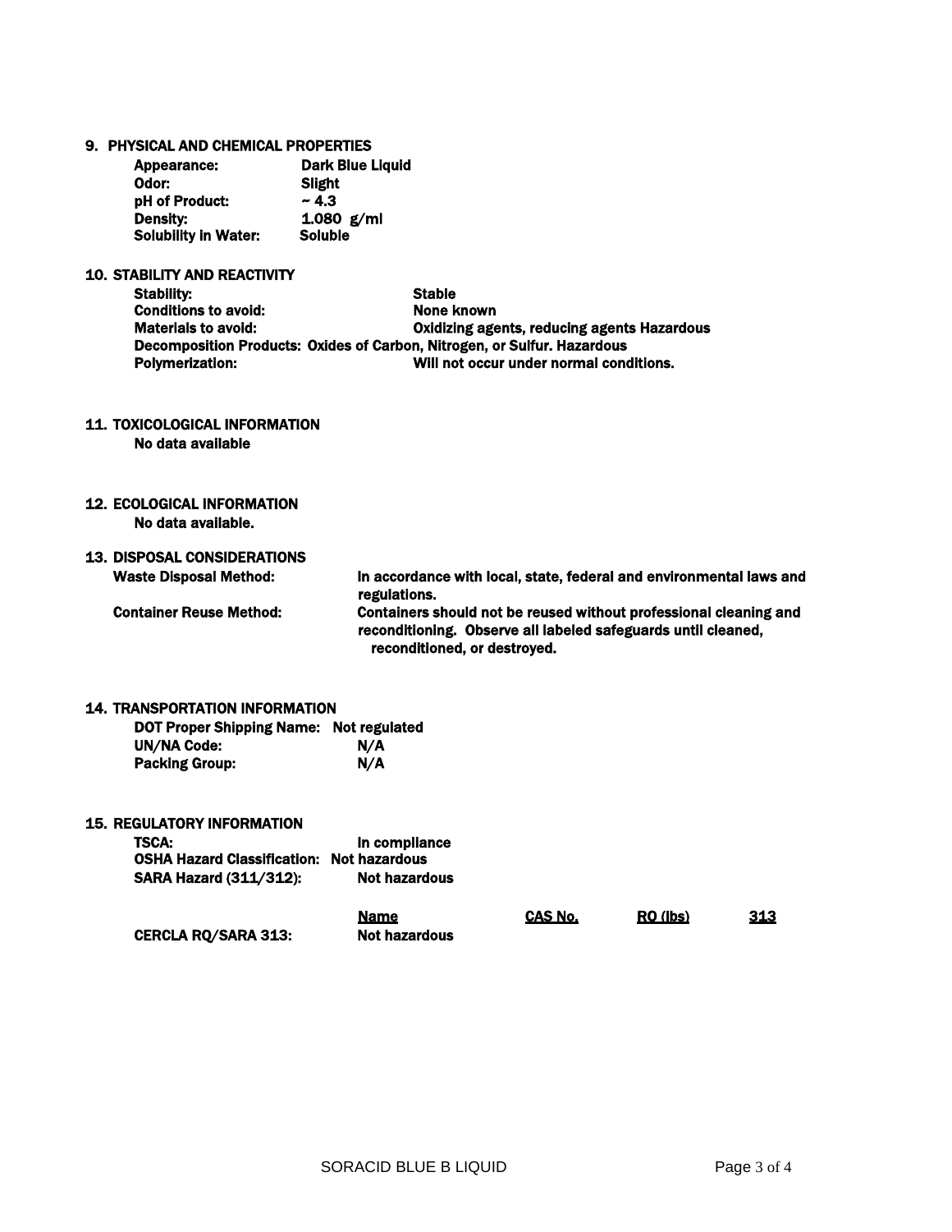## 9. PHYSICAL AND CHEMICAL PROPERTIES

**Appearance:** Dark Blue Liquid
**Odor:** Slight
**pH of Product:** ~ 4.3
**Density:** 1.080 g/ml
**Solubility in Water:** Soluble

## 10. STABILITY AND REACTIVITY

**Stability:** Stable
**Conditions to avoid:** None known
**Materials to avoid:** Oxidizing agents, reducing agents Hazardous
**Decomposition Products:** Oxides of Carbon, Nitrogen, or Sulfur. Hazardous
**Polymerization:** Will not occur under normal conditions.

## 11. TOXICOLOGICAL INFORMATION

No data available

## 12. ECOLOGICAL INFORMATION

No data available.

## 13. DISPOSAL CONSIDERATIONS

**Waste Disposal Method:** In accordance with local, state, federal and environmental laws and regulations.
**Container Reuse Method:** Containers should not be reused without professional cleaning and reconditioning. Observe all labeled safeguards until cleaned, reconditioned, or destroyed.

## 14. TRANSPORTATION INFORMATION

**DOT Proper Shipping Name:** Not regulated
**UN/NA Code:** N/A
**Packing Group:** N/A

## 15. REGULATORY INFORMATION

**TSCA:** In compliance
**OSHA Hazard Classification:** Not hazardous
**SARA Hazard (311/312):** Not hazardous

| | Name | CAS No. | RQ (lbs) | 313 |
|---|---|---|---|---|
| **CERCLA RQ/SARA 313:** | Not hazardous | | | |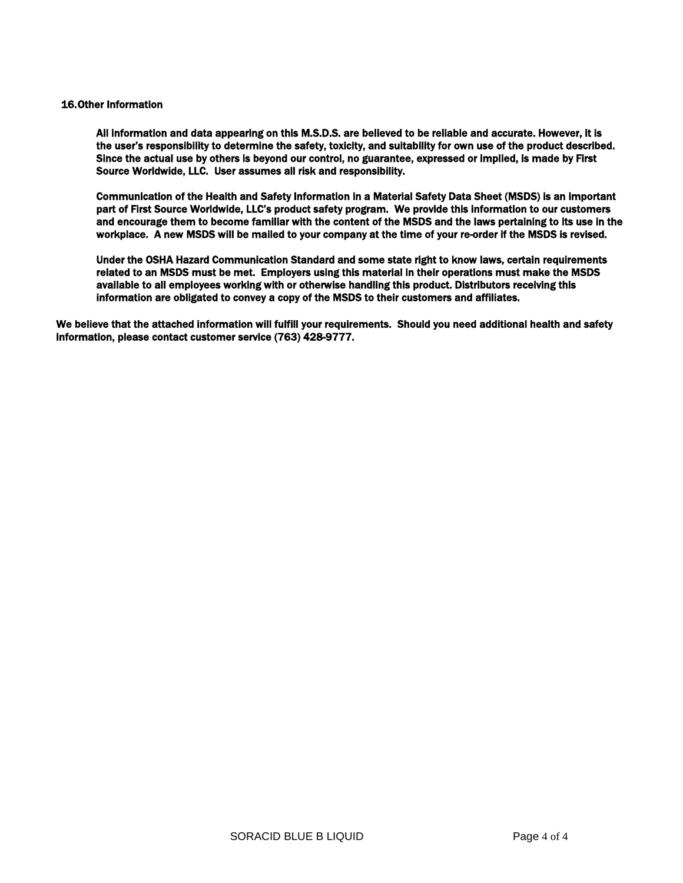## 16. Other Information

All information and data appearing on this M.S.D.S. are believed to be reliable and accurate. However, it is the user's responsibility to determine the safety, toxicity, and suitability for own use of the product described. Since the actual use by others is beyond our control, no guarantee, expressed or implied, is made by First Source Worldwide, LLC. User assumes all risk and responsibility.

Communication of the Health and Safety Information in a Material Safety Data Sheet (MSDS) is an important part of First Source Worldwide, LLC's product safety program. We provide this information to our customers and encourage them to become familiar with the content of the MSDS and the laws pertaining to its use in the workplace. A new MSDS will be mailed to your company at the time of your re-order if the MSDS is revised.

Under the OSHA Hazard Communication Standard and some state right to know laws, certain requirements related to an MSDS must be met. Employers using this material in their operations must make the MSDS available to all employees working with or otherwise handling this product. Distributors receiving this information are obligated to convey a copy of the MSDS to their customers and affiliates.

We believe that the attached information will fulfill your requirements. Should you need additional health and safety information, please contact customer service (763) 428-9777.